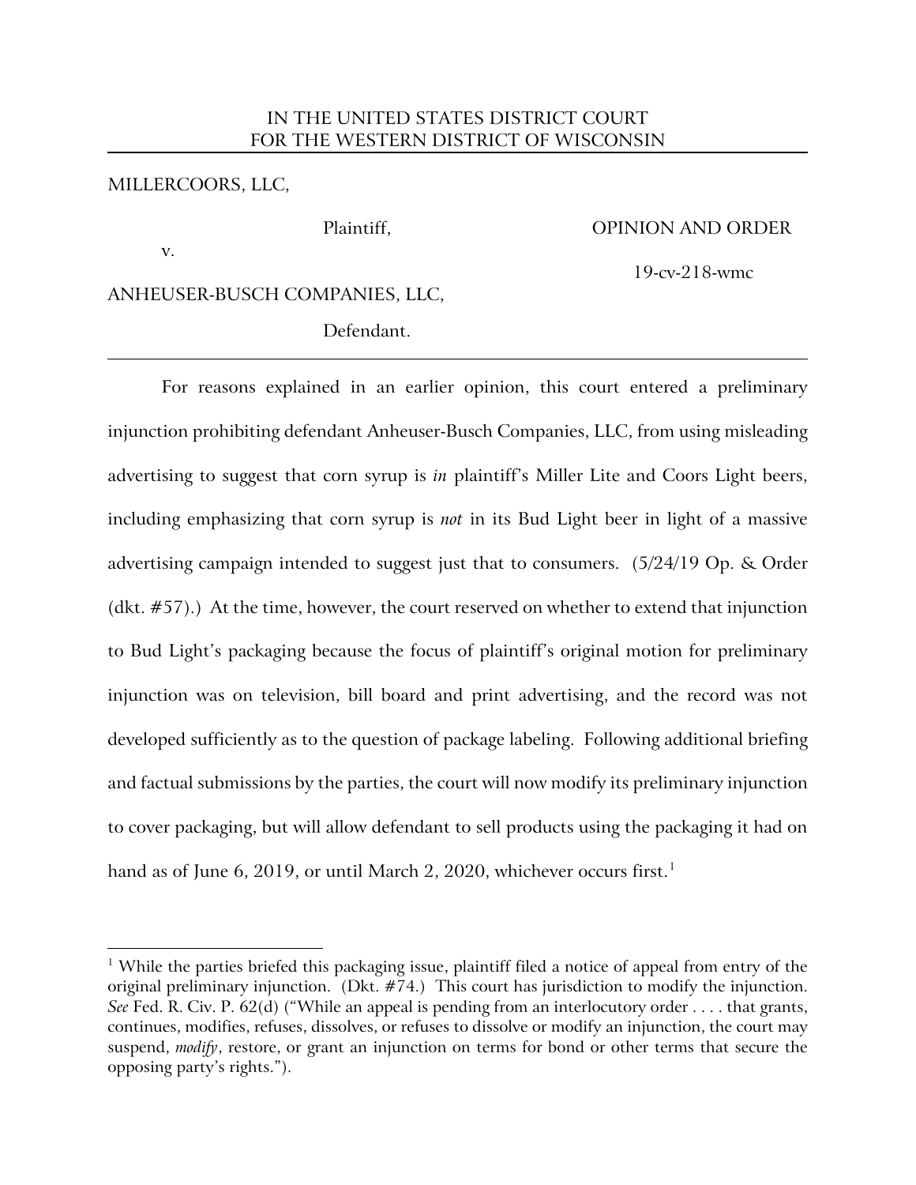IN THE UNITED STATES DISTRICT COURT
FOR THE WESTERN DISTRICT OF WISCONSIN

---

MILLERCOORS, LLC,

Plaintiff,

v.

ANHEUSER-BUSCH COMPANIES, LLC,

Defendant.

OPINION AND ORDER

19-cv-218-wmc

---

For reasons explained in an earlier opinion, this court entered a preliminary injunction prohibiting defendant Anheuser-Busch Companies, LLC, from using misleading advertising to suggest that corn syrup is *in* plaintiff's Miller Lite and Coors Light beers, including emphasizing that corn syrup is *not* in its Bud Light beer in light of a massive advertising campaign intended to suggest just that to consumers. (5/24/19 Op. & Order (dkt. #57).) At the time, however, the court reserved on whether to extend that injunction to Bud Light's packaging because the focus of plaintiff's original motion for preliminary injunction was on television, bill board and print advertising, and the record was not developed sufficiently as to the question of package labeling. Following additional briefing and factual submissions by the parties, the court will now modify its preliminary injunction to cover packaging, but will allow defendant to sell products using the packaging it had on hand as of June 6, 2019, or until March 2, 2020, whichever occurs first.[1]

---

[1] While the parties briefed this packaging issue, plaintiff filed a notice of appeal from entry of the original preliminary injunction. (Dkt. #74.) This court has jurisdiction to modify the injunction. *See* Fed. R. Civ. P. 62(d) ("While an appeal is pending from an interlocutory order . . . . that grants, continues, modifies, refuses, dissolves, or refuses to dissolve or modify an injunction, the court may suspend, *modify*, restore, or grant an injunction on terms for bond or other terms that secure the opposing party's rights.").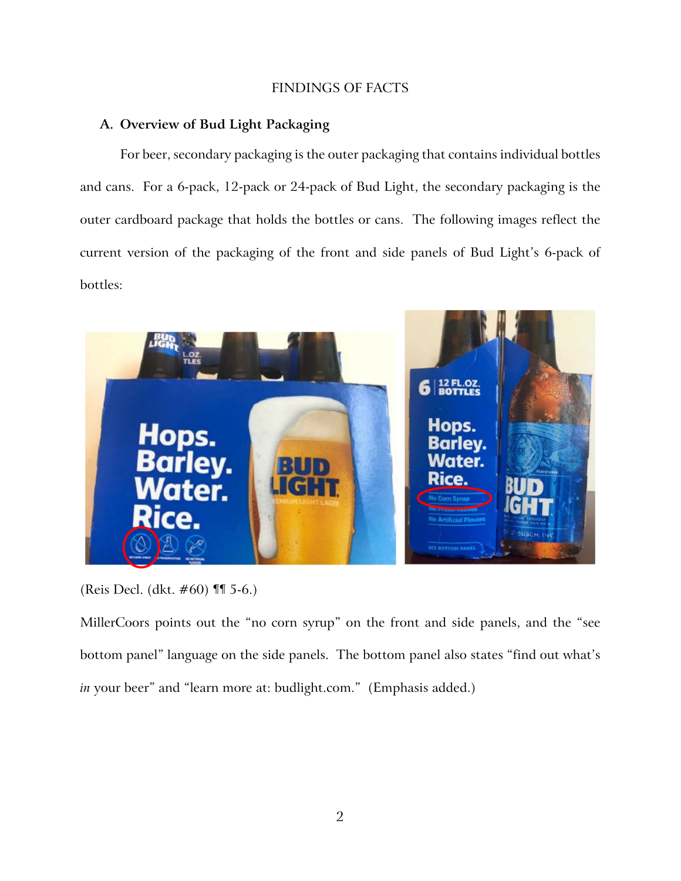FINDINGS OF FACTS

### A. Overview of Bud Light Packaging

For beer, secondary packaging is the outer packaging that contains individual bottles and cans. For a 6-pack, 12-pack or 24-pack of Bud Light, the secondary packaging is the outer cardboard package that holds the bottles or cans. The following images reflect the current version of the packaging of the front and side panels of Bud Light's 6-pack of bottles:

(Reis Decl. (dkt. #60) ¶¶ 5-6.)

MillerCoors points out the "no corn syrup" on the front and side panels, and the "see bottom panel" language on the side panels. The bottom panel also states "find out what's *in* your beer" and "learn more at: budlight.com." (Emphasis added.)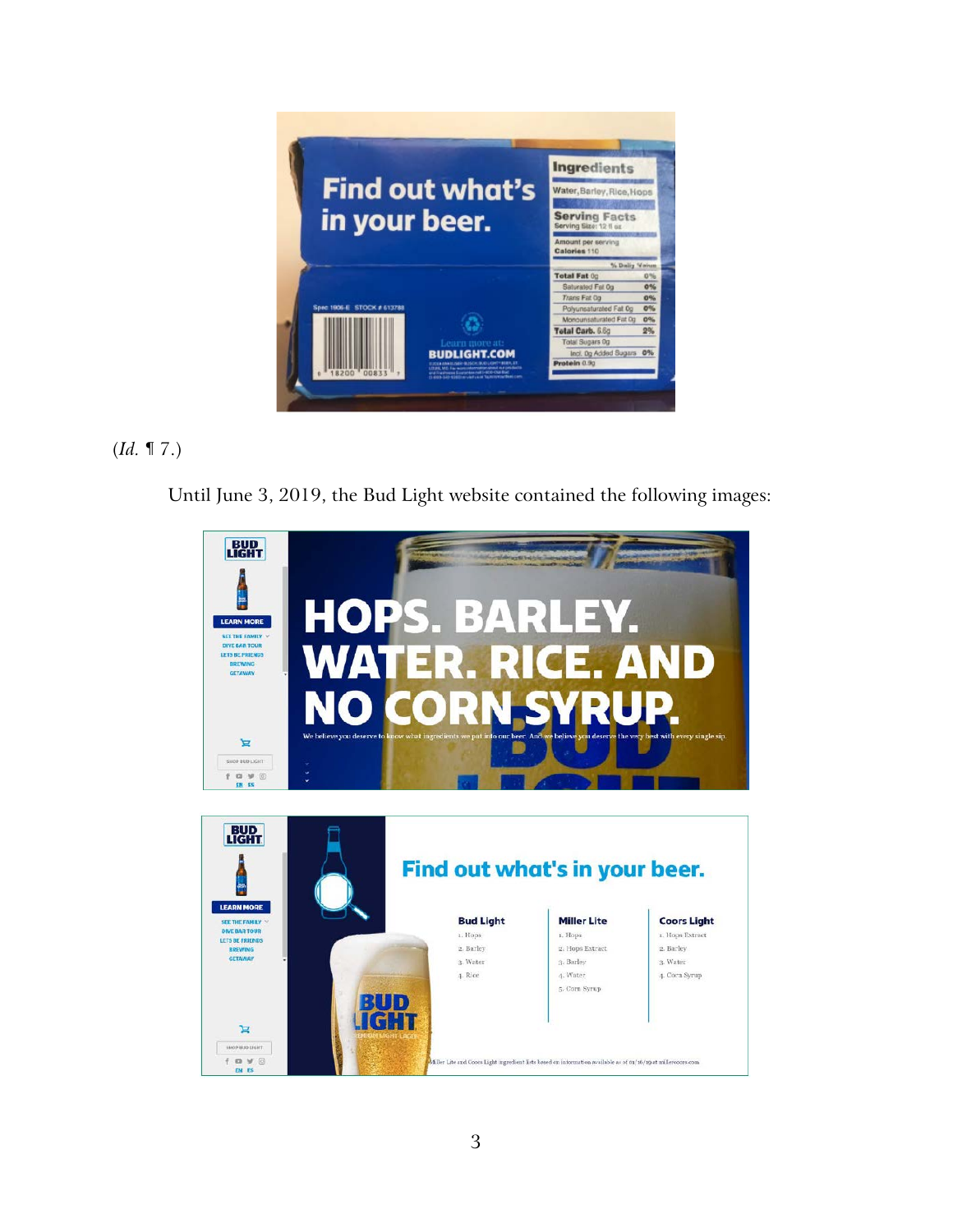(*Id.* ¶ 7.)

Until June 3, 2019, the Bud Light website contained the following images: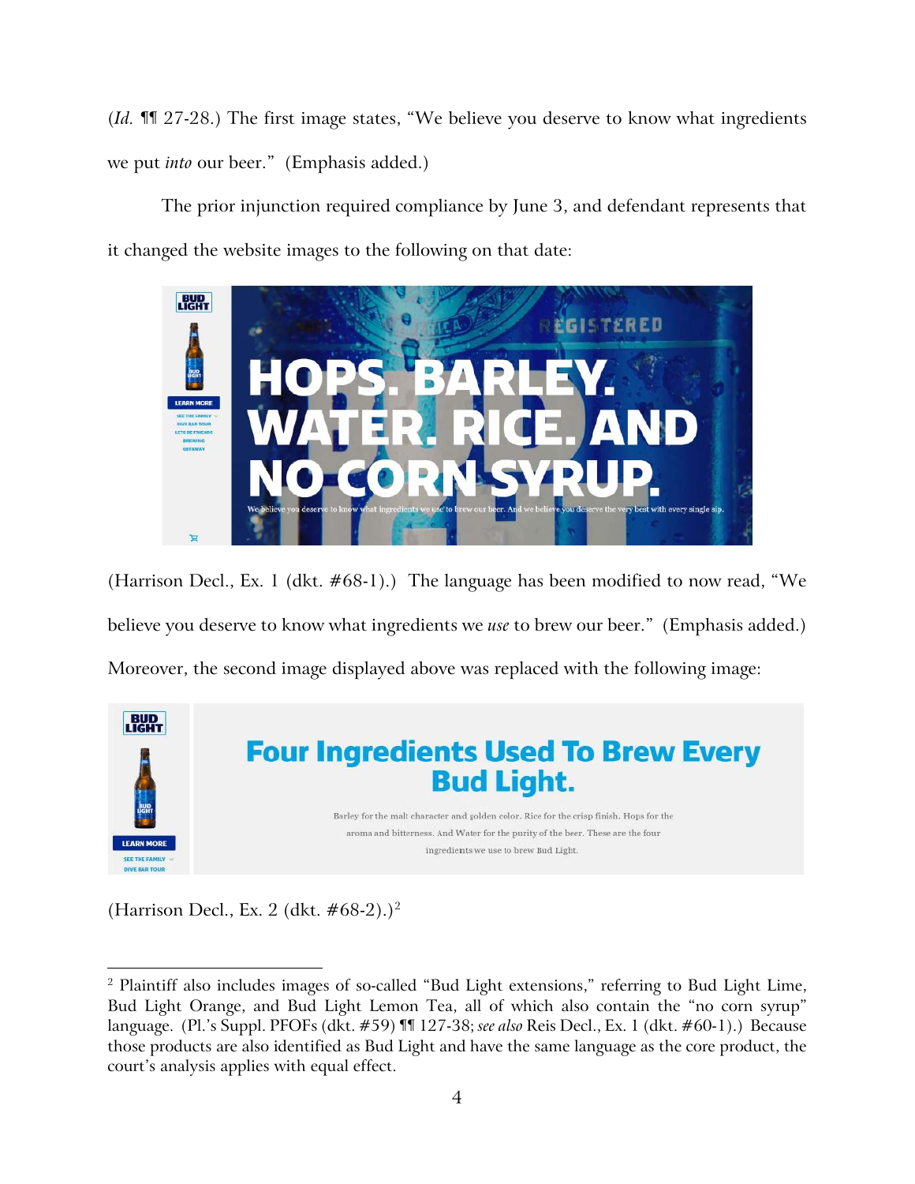(*Id.* ¶¶ 27-28.) The first image states, "We believe you deserve to know what ingredients we put *into* our beer." (Emphasis added.)

The prior injunction required compliance by June 3, and defendant represents that it changed the website images to the following on that date:

(Harrison Decl., Ex. 1 (dkt. #68-1).) The language has been modified to now read, "We believe you deserve to know what ingredients we *use* to brew our beer." (Emphasis added.) Moreover, the second image displayed above was replaced with the following image:

(Harrison Decl., Ex. 2 (dkt. #68-2).)[2]

---

[2] Plaintiff also includes images of so-called "Bud Light extensions," referring to Bud Light Lime, Bud Light Orange, and Bud Light Lemon Tea, all of which also contain the "no corn syrup" language. (Pl.'s Suppl. PFOFs (dkt. #59) ¶¶ 127-38; *see also* Reis Decl., Ex. 1 (dkt. #60-1).) Because those products are also identified as Bud Light and have the same language as the core product, the court's analysis applies with equal effect.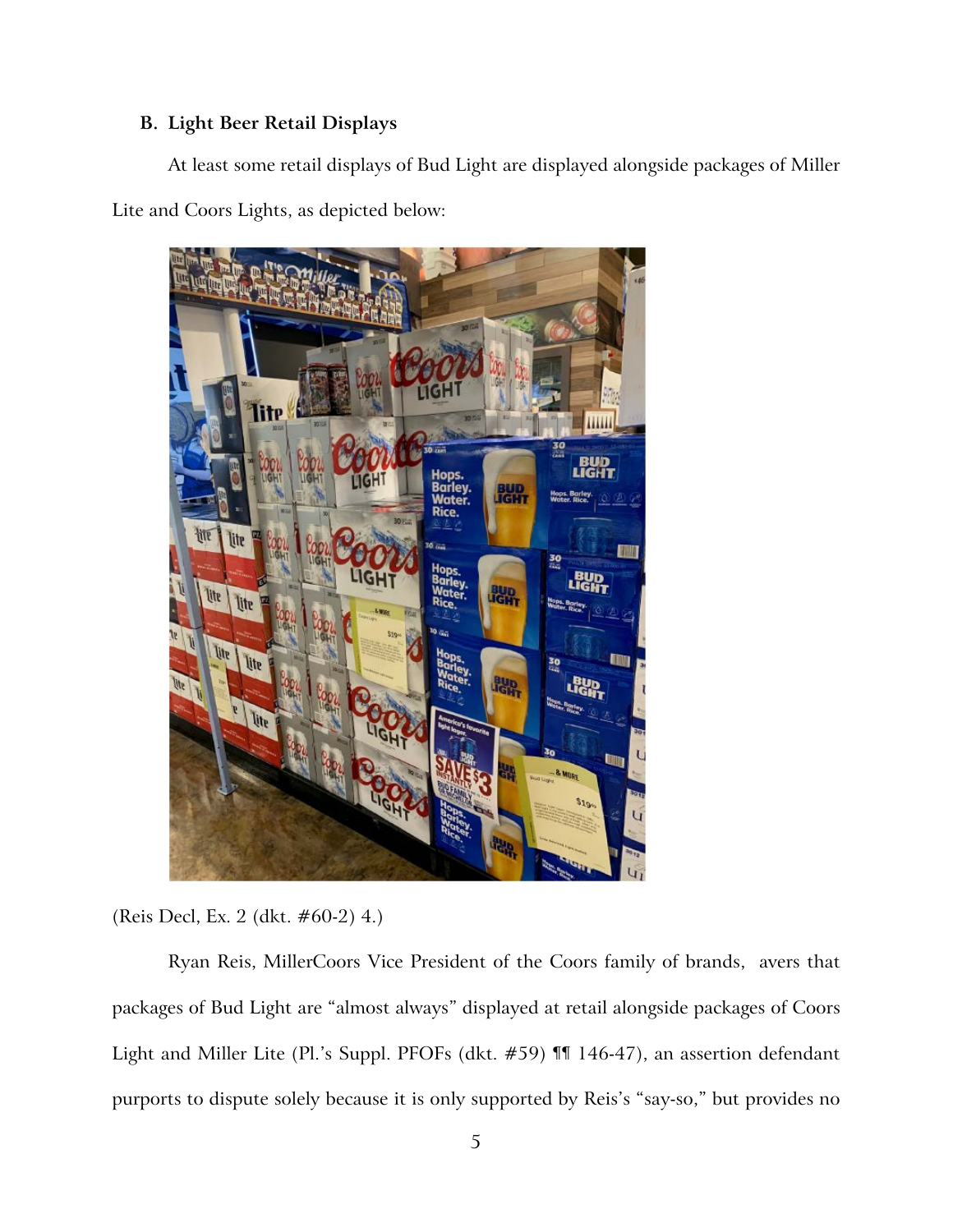### B. Light Beer Retail Displays

At least some retail displays of Bud Light are displayed alongside packages of Miller Lite and Coors Lights, as depicted below:

(Reis Decl, Ex. 2 (dkt. #60-2) 4.)

Ryan Reis, MillerCoors Vice President of the Coors family of brands, avers that packages of Bud Light are "almost always" displayed at retail alongside packages of Coors Light and Miller Lite (Pl.'s Suppl. PFOFs (dkt. #59) ¶¶ 146-47), an assertion defendant purports to dispute solely because it is only supported by Reis's "say-so," but provides no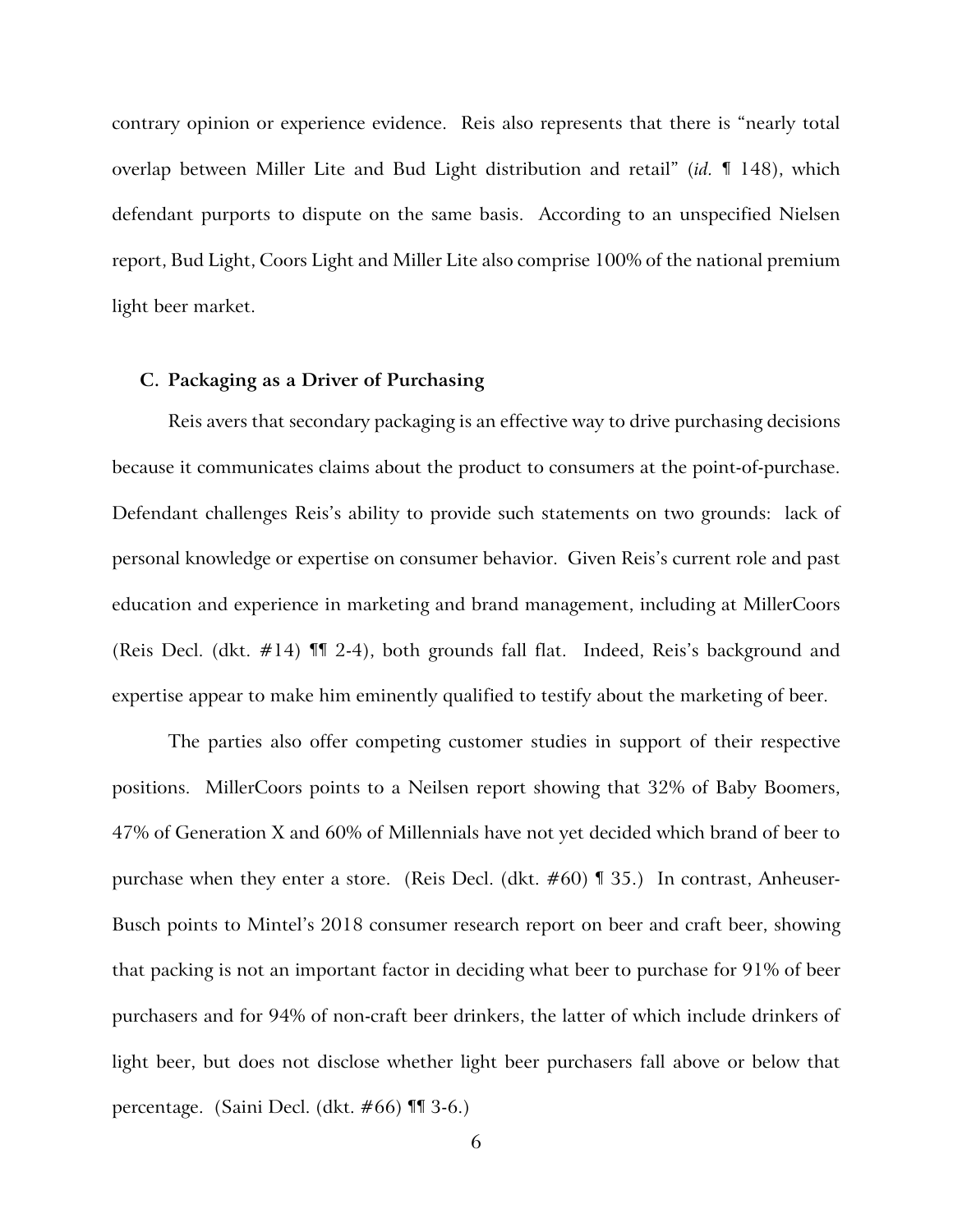contrary opinion or experience evidence. Reis also represents that there is "nearly total overlap between Miller Lite and Bud Light distribution and retail" (*id.* ¶ 148), which defendant purports to dispute on the same basis. According to an unspecified Nielsen report, Bud Light, Coors Light and Miller Lite also comprise 100% of the national premium light beer market.

### C. Packaging as a Driver of Purchasing

Reis avers that secondary packaging is an effective way to drive purchasing decisions because it communicates claims about the product to consumers at the point-of-purchase. Defendant challenges Reis's ability to provide such statements on two grounds: lack of personal knowledge or expertise on consumer behavior. Given Reis's current role and past education and experience in marketing and brand management, including at MillerCoors (Reis Decl. (dkt. #14) ¶¶ 2-4), both grounds fall flat. Indeed, Reis's background and expertise appear to make him eminently qualified to testify about the marketing of beer.

The parties also offer competing customer studies in support of their respective positions. MillerCoors points to a Neilsen report showing that 32% of Baby Boomers, 47% of Generation X and 60% of Millennials have not yet decided which brand of beer to purchase when they enter a store. (Reis Decl. (dkt. #60) ¶ 35.) In contrast, Anheuser-Busch points to Mintel's 2018 consumer research report on beer and craft beer, showing that packing is not an important factor in deciding what beer to purchase for 91% of beer purchasers and for 94% of non-craft beer drinkers, the latter of which include drinkers of light beer, but does not disclose whether light beer purchasers fall above or below that percentage. (Saini Decl. (dkt. #66) ¶¶ 3-6.)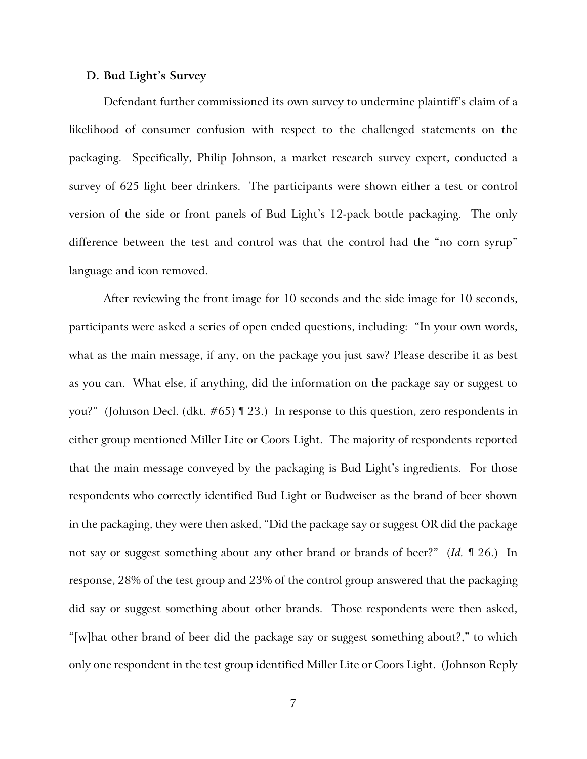### D. Bud Light's Survey

Defendant further commissioned its own survey to undermine plaintiff's claim of a likelihood of consumer confusion with respect to the challenged statements on the packaging. Specifically, Philip Johnson, a market research survey expert, conducted a survey of 625 light beer drinkers. The participants were shown either a test or control version of the side or front panels of Bud Light's 12-pack bottle packaging. The only difference between the test and control was that the control had the "no corn syrup" language and icon removed.

After reviewing the front image for 10 seconds and the side image for 10 seconds, participants were asked a series of open ended questions, including: "In your own words, what as the main message, if any, on the package you just saw? Please describe it as best as you can. What else, if anything, did the information on the package say or suggest to you?" (Johnson Decl. (dkt. #65) ¶ 23.) In response to this question, zero respondents in either group mentioned Miller Lite or Coors Light. The majority of respondents reported that the main message conveyed by the packaging is Bud Light's ingredients. For those respondents who correctly identified Bud Light or Budweiser as the brand of beer shown in the packaging, they were then asked, "Did the package say or suggest <u>OR</u> did the package not say or suggest something about any other brand or brands of beer?" (*Id.* ¶ 26.) In response, 28% of the test group and 23% of the control group answered that the packaging did say or suggest something about other brands. Those respondents were then asked, "[w]hat other brand of beer did the package say or suggest something about?," to which only one respondent in the test group identified Miller Lite or Coors Light. (Johnson Reply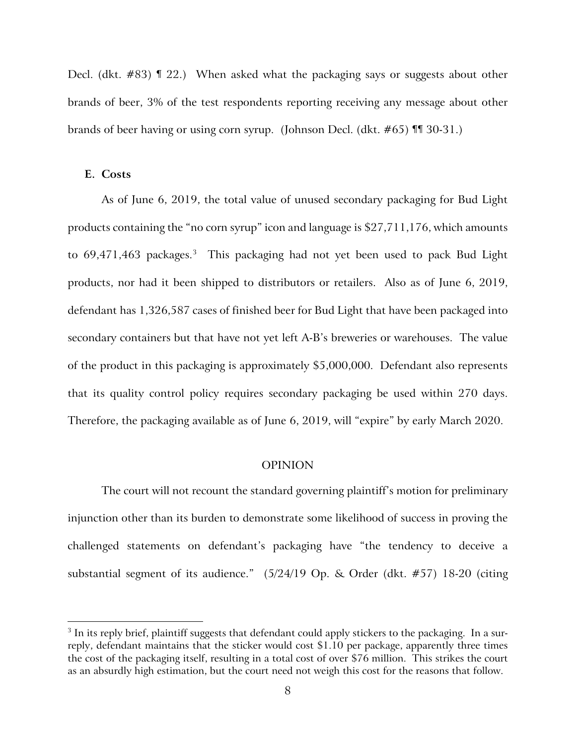Decl. (dkt. #83) ¶ 22.) When asked what the packaging says or suggests about other brands of beer, 3% of the test respondents reporting receiving any message about other brands of beer having or using corn syrup. (Johnson Decl. (dkt. #65) ¶¶ 30-31.)

### E. Costs

As of June 6, 2019, the total value of unused secondary packaging for Bud Light products containing the "no corn syrup" icon and language is $27,711,176, which amounts to 69,471,463 packages.[3] This packaging had not yet been used to pack Bud Light products, nor had it been shipped to distributors or retailers. Also as of June 6, 2019, defendant has 1,326,587 cases of finished beer for Bud Light that have been packaged into secondary containers but that have not yet left A-B's breweries or warehouses. The value of the product in this packaging is approximately $5,000,000. Defendant also represents that its quality control policy requires secondary packaging be used within 270 days. Therefore, the packaging available as of June 6, 2019, will "expire" by early March 2020.

## OPINION

The court will not recount the standard governing plaintiff's motion for preliminary injunction other than its burden to demonstrate some likelihood of success in proving the challenged statements on defendant's packaging have "the tendency to deceive a substantial segment of its audience." (5/24/19 Op. & Order (dkt. #57) 18-20 (citing

[3] In its reply brief, plaintiff suggests that defendant could apply stickers to the packaging. In a sur-reply, defendant maintains that the sticker would cost $1.10 per package, apparently three times the cost of the packaging itself, resulting in a total cost of over $76 million. This strikes the court as an absurdly high estimation, but the court need not weigh this cost for the reasons that follow.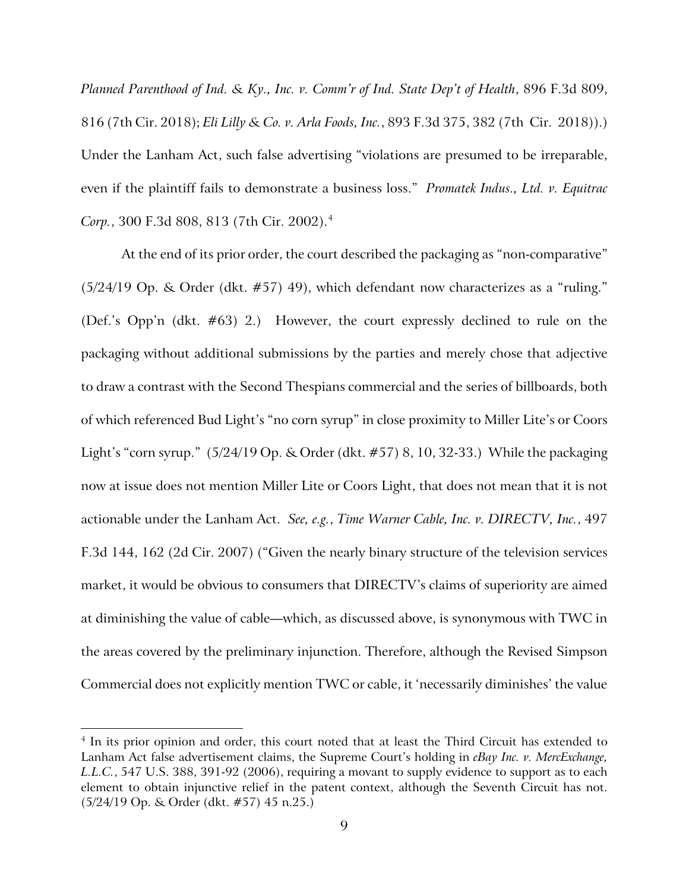*Planned Parenthood of Ind. & Ky., Inc. v. Comm'r of Ind. State Dep't of Health*, 896 F.3d 809, 816 (7th Cir. 2018); *Eli Lilly & Co. v. Arla Foods, Inc.*, 893 F.3d 375, 382 (7th Cir. 2018)).) Under the Lanham Act, such false advertising "violations are presumed to be irreparable, even if the plaintiff fails to demonstrate a business loss." *Promatek Indus., Ltd. v. Equitrac Corp.*, 300 F.3d 808, 813 (7th Cir. 2002).[4]

At the end of its prior order, the court described the packaging as "non-comparative" (5/24/19 Op. & Order (dkt. #57) 49), which defendant now characterizes as a "ruling." (Def.'s Opp'n (dkt. #63) 2.) However, the court expressly declined to rule on the packaging without additional submissions by the parties and merely chose that adjective to draw a contrast with the Second Thespians commercial and the series of billboards, both of which referenced Bud Light's "no corn syrup" in close proximity to Miller Lite's or Coors Light's "corn syrup." (5/24/19 Op. & Order (dkt. #57) 8, 10, 32-33.) While the packaging now at issue does not mention Miller Lite or Coors Light, that does not mean that it is not actionable under the Lanham Act. *See, e.g.*, *Time Warner Cable, Inc. v. DIRECTV, Inc.*, 497 F.3d 144, 162 (2d Cir. 2007) ("Given the nearly binary structure of the television services market, it would be obvious to consumers that DIRECTV's claims of superiority are aimed at diminishing the value of cable—which, as discussed above, is synonymous with TWC in the areas covered by the preliminary injunction. Therefore, although the Revised Simpson Commercial does not explicitly mention TWC or cable, it 'necessarily diminishes' the value

[4] In its prior opinion and order, this court noted that at least the Third Circuit has extended to Lanham Act false advertisement claims, the Supreme Court's holding in *eBay Inc. v. MercExchange, L.L.C.*, 547 U.S. 388, 391-92 (2006), requiring a movant to supply evidence to support as to each element to obtain injunctive relief in the patent context, although the Seventh Circuit has not. (5/24/19 Op. & Order (dkt. #57) 45 n.25.)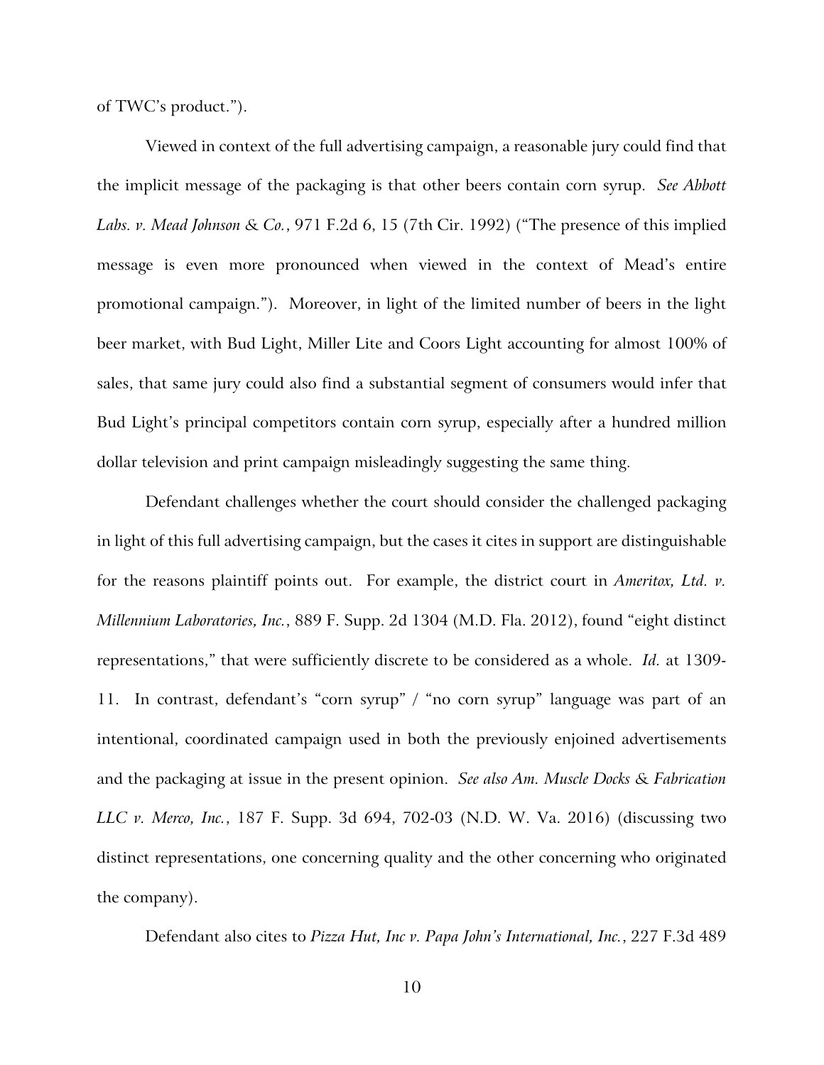of TWC's product.").

Viewed in context of the full advertising campaign, a reasonable jury could find that the implicit message of the packaging is that other beers contain corn syrup. *See Abbott Labs. v. Mead Johnson & Co.*, 971 F.2d 6, 15 (7th Cir. 1992) ("The presence of this implied message is even more pronounced when viewed in the context of Mead's entire promotional campaign."). Moreover, in light of the limited number of beers in the light beer market, with Bud Light, Miller Lite and Coors Light accounting for almost 100% of sales, that same jury could also find a substantial segment of consumers would infer that Bud Light's principal competitors contain corn syrup, especially after a hundred million dollar television and print campaign misleadingly suggesting the same thing.

Defendant challenges whether the court should consider the challenged packaging in light of this full advertising campaign, but the cases it cites in support are distinguishable for the reasons plaintiff points out. For example, the district court in *Ameritox, Ltd. v. Millennium Laboratories, Inc.*, 889 F. Supp. 2d 1304 (M.D. Fla. 2012), found "eight distinct representations," that were sufficiently discrete to be considered as a whole. *Id.* at 1309-11. In contrast, defendant's "corn syrup" / "no corn syrup" language was part of an intentional, coordinated campaign used in both the previously enjoined advertisements and the packaging at issue in the present opinion. *See also Am. Muscle Docks & Fabrication LLC v. Merco, Inc.*, 187 F. Supp. 3d 694, 702-03 (N.D. W. Va. 2016) (discussing two distinct representations, one concerning quality and the other concerning who originated the company).

Defendant also cites to *Pizza Hut, Inc v. Papa John's International, Inc.*, 227 F.3d 489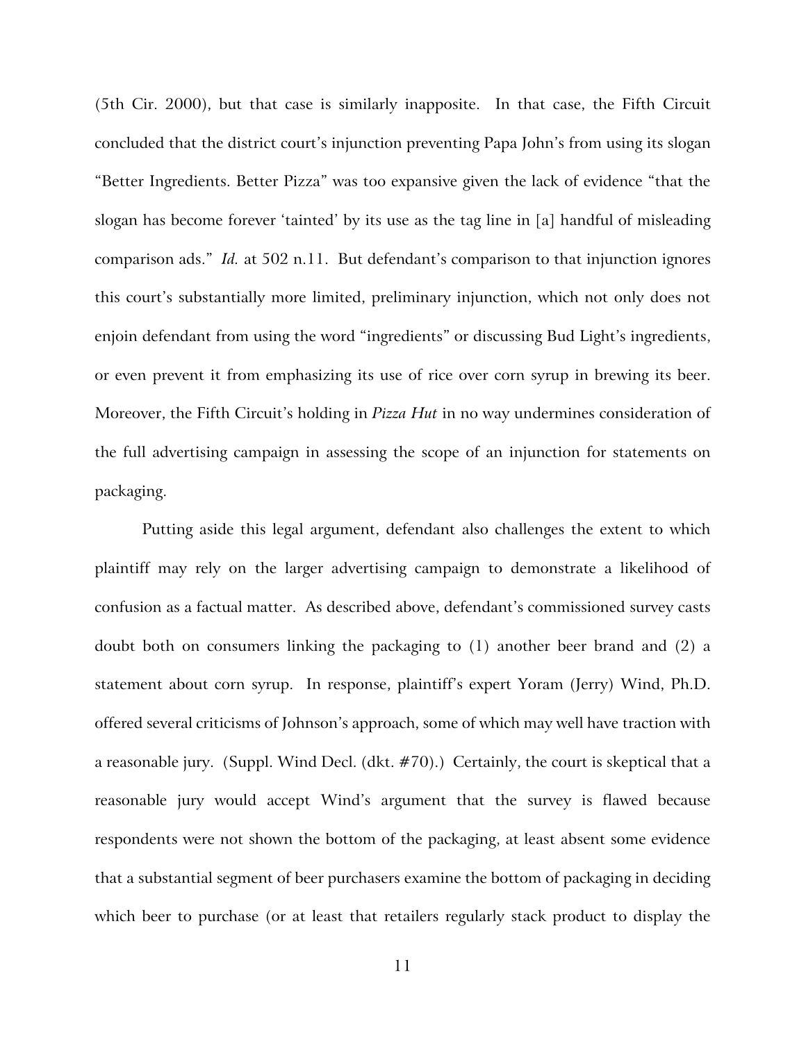(5th Cir. 2000), but that case is similarly inapposite. In that case, the Fifth Circuit concluded that the district court's injunction preventing Papa John's from using its slogan "Better Ingredients. Better Pizza" was too expansive given the lack of evidence "that the slogan has become forever 'tainted' by its use as the tag line in [a] handful of misleading comparison ads." *Id.* at 502 n.11. But defendant's comparison to that injunction ignores this court's substantially more limited, preliminary injunction, which not only does not enjoin defendant from using the word "ingredients" or discussing Bud Light's ingredients, or even prevent it from emphasizing its use of rice over corn syrup in brewing its beer. Moreover, the Fifth Circuit's holding in *Pizza Hut* in no way undermines consideration of the full advertising campaign in assessing the scope of an injunction for statements on packaging.

Putting aside this legal argument, defendant also challenges the extent to which plaintiff may rely on the larger advertising campaign to demonstrate a likelihood of confusion as a factual matter. As described above, defendant's commissioned survey casts doubt both on consumers linking the packaging to (1) another beer brand and (2) a statement about corn syrup. In response, plaintiff's expert Yoram (Jerry) Wind, Ph.D. offered several criticisms of Johnson's approach, some of which may well have traction with a reasonable jury. (Suppl. Wind Decl. (dkt. #70).) Certainly, the court is skeptical that a reasonable jury would accept Wind's argument that the survey is flawed because respondents were not shown the bottom of the packaging, at least absent some evidence that a substantial segment of beer purchasers examine the bottom of packaging in deciding which beer to purchase (or at least that retailers regularly stack product to display the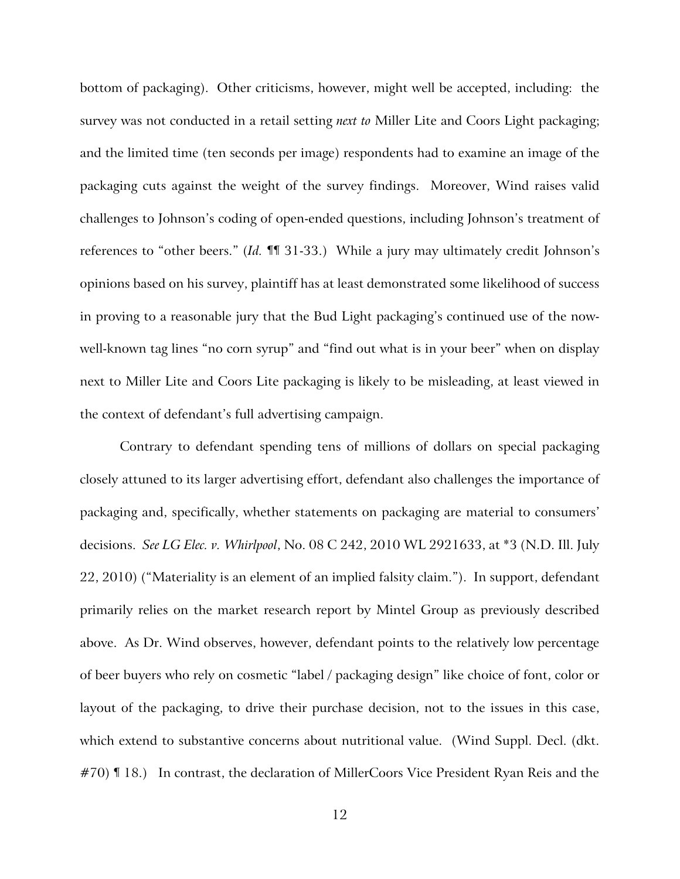bottom of packaging). Other criticisms, however, might well be accepted, including: the survey was not conducted in a retail setting *next to* Miller Lite and Coors Light packaging; and the limited time (ten seconds per image) respondents had to examine an image of the packaging cuts against the weight of the survey findings. Moreover, Wind raises valid challenges to Johnson's coding of open-ended questions, including Johnson's treatment of references to "other beers." (*Id.* ¶¶ 31-33.) While a jury may ultimately credit Johnson's opinions based on his survey, plaintiff has at least demonstrated some likelihood of success in proving to a reasonable jury that the Bud Light packaging's continued use of the now-well-known tag lines "no corn syrup" and "find out what is in your beer" when on display next to Miller Lite and Coors Lite packaging is likely to be misleading, at least viewed in the context of defendant's full advertising campaign.

Contrary to defendant spending tens of millions of dollars on special packaging closely attuned to its larger advertising effort, defendant also challenges the importance of packaging and, specifically, whether statements on packaging are material to consumers' decisions. *See LG Elec. v. Whirlpool*, No. 08 C 242, 2010 WL 2921633, at *3 (N.D. Ill. July 22, 2010) ("Materiality is an element of an implied falsity claim."). In support, defendant primarily relies on the market research report by Mintel Group as previously described above. As Dr. Wind observes, however, defendant points to the relatively low percentage of beer buyers who rely on cosmetic "label / packaging design" like choice of font, color or layout of the packaging, to drive their purchase decision, not to the issues in this case, which extend to substantive concerns about nutritional value. (Wind Suppl. Decl. (dkt. #70) ¶ 18.) In contrast, the declaration of MillerCoors Vice President Ryan Reis and the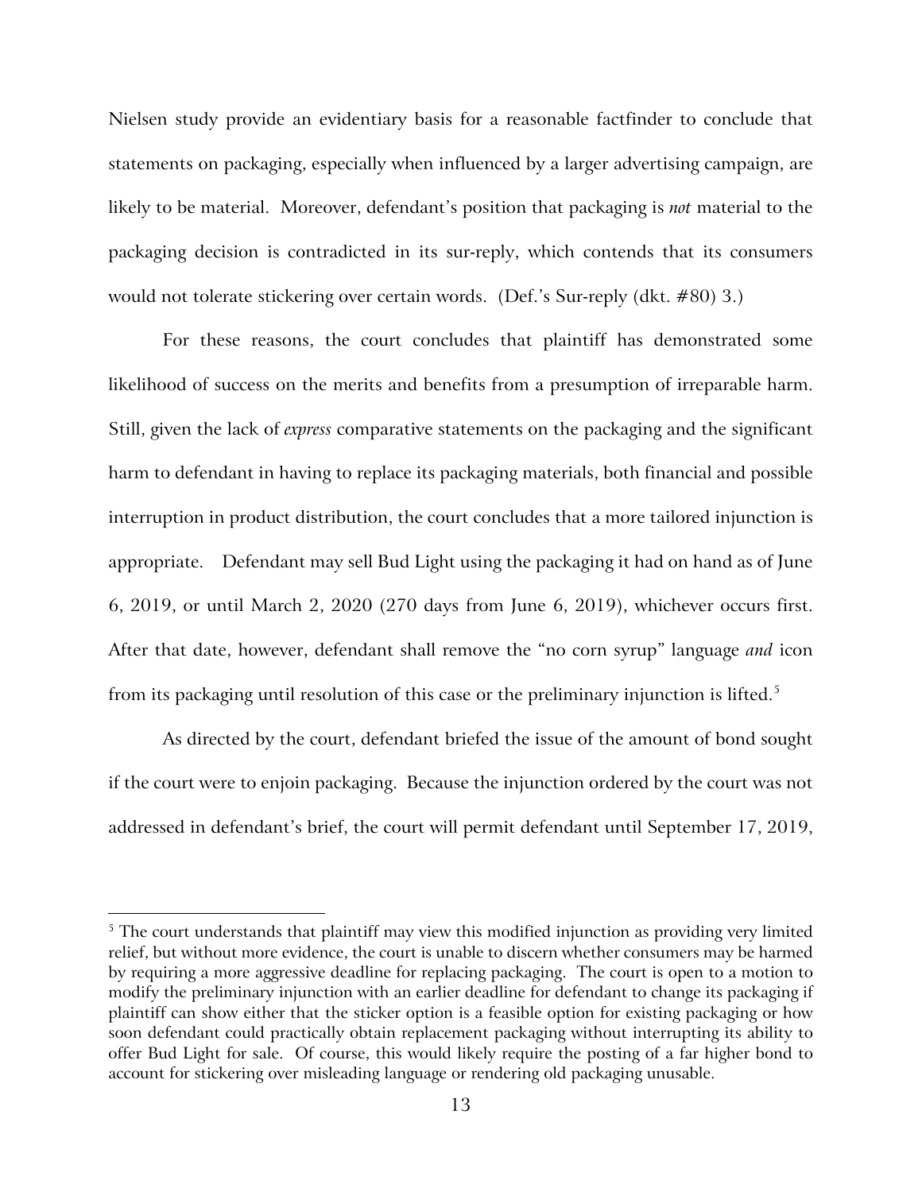Nielsen study provide an evidentiary basis for a reasonable factfinder to conclude that statements on packaging, especially when influenced by a larger advertising campaign, are likely to be material. Moreover, defendant's position that packaging is *not* material to the packaging decision is contradicted in its sur-reply, which contends that its consumers would not tolerate stickering over certain words. (Def.'s Sur-reply (dkt. #80) 3.)

For these reasons, the court concludes that plaintiff has demonstrated some likelihood of success on the merits and benefits from a presumption of irreparable harm. Still, given the lack of *express* comparative statements on the packaging and the significant harm to defendant in having to replace its packaging materials, both financial and possible interruption in product distribution, the court concludes that a more tailored injunction is appropriate. Defendant may sell Bud Light using the packaging it had on hand as of June 6, 2019, or until March 2, 2020 (270 days from June 6, 2019), whichever occurs first. After that date, however, defendant shall remove the "no corn syrup" language *and* icon from its packaging until resolution of this case or the preliminary injunction is lifted.[5]

As directed by the court, defendant briefed the issue of the amount of bond sought if the court were to enjoin packaging. Because the injunction ordered by the court was not addressed in defendant's brief, the court will permit defendant until September 17, 2019,

---

[5] The court understands that plaintiff may view this modified injunction as providing very limited relief, but without more evidence, the court is unable to discern whether consumers may be harmed by requiring a more aggressive deadline for replacing packaging. The court is open to a motion to modify the preliminary injunction with an earlier deadline for defendant to change its packaging if plaintiff can show either that the sticker option is a feasible option for existing packaging or how soon defendant could practically obtain replacement packaging without interrupting its ability to offer Bud Light for sale. Of course, this would likely require the posting of a far higher bond to account for stickering over misleading language or rendering old packaging unusable.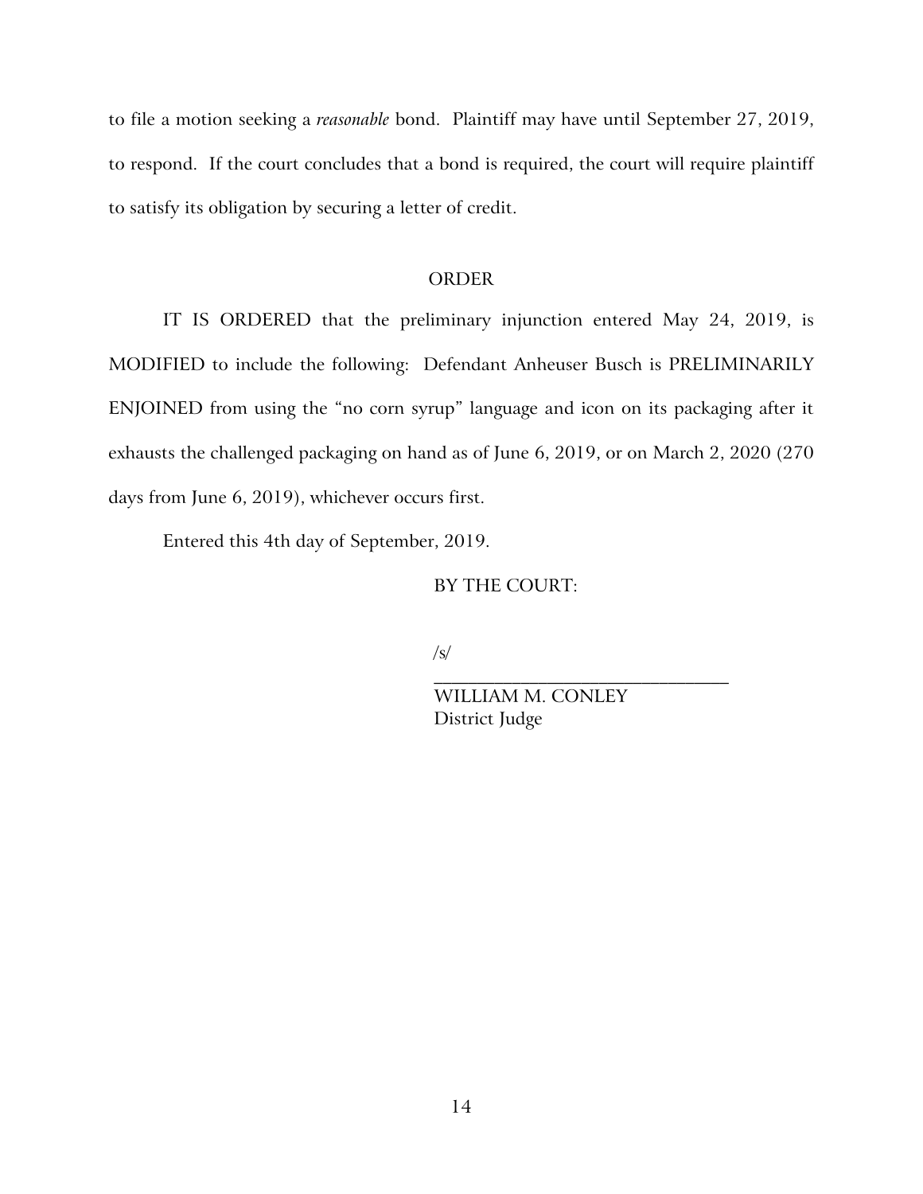to file a motion seeking a *reasonable* bond. Plaintiff may have until September 27, 2019, to respond. If the court concludes that a bond is required, the court will require plaintiff to satisfy its obligation by securing a letter of credit.

## ORDER

IT IS ORDERED that the preliminary injunction entered May 24, 2019, is MODIFIED to include the following: Defendant Anheuser Busch is PRELIMINARILY ENJOINED from using the "no corn syrup" language and icon on its packaging after it exhausts the challenged packaging on hand as of June 6, 2019, or on March 2, 2020 (270 days from June 6, 2019), whichever occurs first.

Entered this 4th day of September, 2019.

BY THE COURT:

/s/
______________________________
WILLIAM M. CONLEY
District Judge